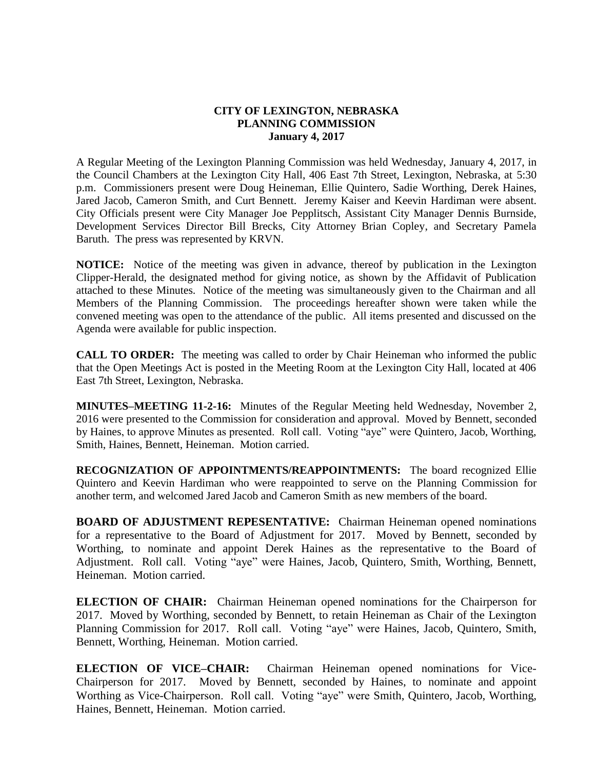**CITY OF LEXINGTON, NEBRASKA**
**PLANNING COMMISSION**
**January 4, 2017**

A Regular Meeting of the Lexington Planning Commission was held Wednesday, January 4, 2017, in the Council Chambers at the Lexington City Hall, 406 East 7th Street, Lexington, Nebraska, at 5:30 p.m. Commissioners present were Doug Heineman, Ellie Quintero, Sadie Worthing, Derek Haines, Jared Jacob, Cameron Smith, and Curt Bennett. Jeremy Kaiser and Keevin Hardiman were absent. City Officials present were City Manager Joe Pepplitsch, Assistant City Manager Dennis Burnside, Development Services Director Bill Brecks, City Attorney Brian Copley, and Secretary Pamela Baruth. The press was represented by KRVN.

**NOTICE:** Notice of the meeting was given in advance, thereof by publication in the Lexington Clipper-Herald, the designated method for giving notice, as shown by the Affidavit of Publication attached to these Minutes. Notice of the meeting was simultaneously given to the Chairman and all Members of the Planning Commission. The proceedings hereafter shown were taken while the convened meeting was open to the attendance of the public. All items presented and discussed on the Agenda were available for public inspection.

**CALL TO ORDER:** The meeting was called to order by Chair Heineman who informed the public that the Open Meetings Act is posted in the Meeting Room at the Lexington City Hall, located at 406 East 7th Street, Lexington, Nebraska.

**MINUTES–MEETING 11-2-16:** Minutes of the Regular Meeting held Wednesday, November 2, 2016 were presented to the Commission for consideration and approval. Moved by Bennett, seconded by Haines, to approve Minutes as presented. Roll call. Voting "aye" were Quintero, Jacob, Worthing, Smith, Haines, Bennett, Heineman. Motion carried.

**RECOGNIZATION OF APPOINTMENTS/REAPPOINTMENTS:** The board recognized Ellie Quintero and Keevin Hardiman who were reappointed to serve on the Planning Commission for another term, and welcomed Jared Jacob and Cameron Smith as new members of the board.

**BOARD OF ADJUSTMENT REPESENTATIVE:** Chairman Heineman opened nominations for a representative to the Board of Adjustment for 2017. Moved by Bennett, seconded by Worthing, to nominate and appoint Derek Haines as the representative to the Board of Adjustment. Roll call. Voting "aye" were Haines, Jacob, Quintero, Smith, Worthing, Bennett, Heineman. Motion carried.

**ELECTION OF CHAIR:** Chairman Heineman opened nominations for the Chairperson for 2017. Moved by Worthing, seconded by Bennett, to retain Heineman as Chair of the Lexington Planning Commission for 2017. Roll call. Voting "aye" were Haines, Jacob, Quintero, Smith, Bennett, Worthing, Heineman. Motion carried.

**ELECTION OF VICE–CHAIR:** Chairman Heineman opened nominations for Vice-Chairperson for 2017. Moved by Bennett, seconded by Haines, to nominate and appoint Worthing as Vice-Chairperson. Roll call. Voting "aye" were Smith, Quintero, Jacob, Worthing, Haines, Bennett, Heineman. Motion carried.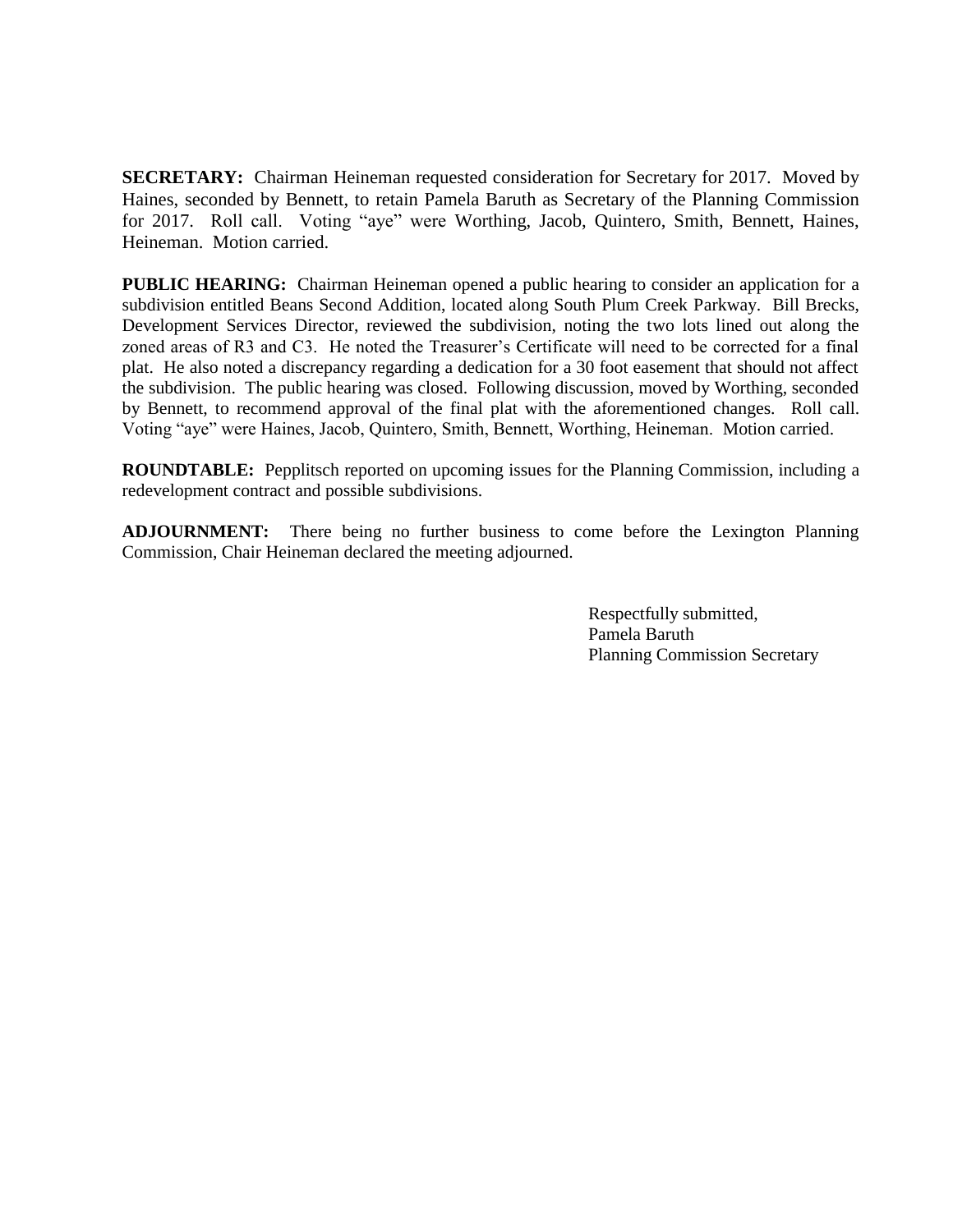**SECRETARY:** Chairman Heineman requested consideration for Secretary for 2017. Moved by Haines, seconded by Bennett, to retain Pamela Baruth as Secretary of the Planning Commission for 2017. Roll call. Voting "aye" were Worthing, Jacob, Quintero, Smith, Bennett, Haines, Heineman. Motion carried.

**PUBLIC HEARING:** Chairman Heineman opened a public hearing to consider an application for a subdivision entitled Beans Second Addition, located along South Plum Creek Parkway. Bill Brecks, Development Services Director, reviewed the subdivision, noting the two lots lined out along the zoned areas of R3 and C3. He noted the Treasurer's Certificate will need to be corrected for a final plat. He also noted a discrepancy regarding a dedication for a 30 foot easement that should not affect the subdivision. The public hearing was closed. Following discussion, moved by Worthing, seconded by Bennett, to recommend approval of the final plat with the aforementioned changes. Roll call. Voting "aye" were Haines, Jacob, Quintero, Smith, Bennett, Worthing, Heineman. Motion carried.

**ROUNDTABLE:** Pepplitsch reported on upcoming issues for the Planning Commission, including a redevelopment contract and possible subdivisions.

**ADJOURNMENT:** There being no further business to come before the Lexington Planning Commission, Chair Heineman declared the meeting adjourned.

Respectfully submitted,
Pamela Baruth
Planning Commission Secretary